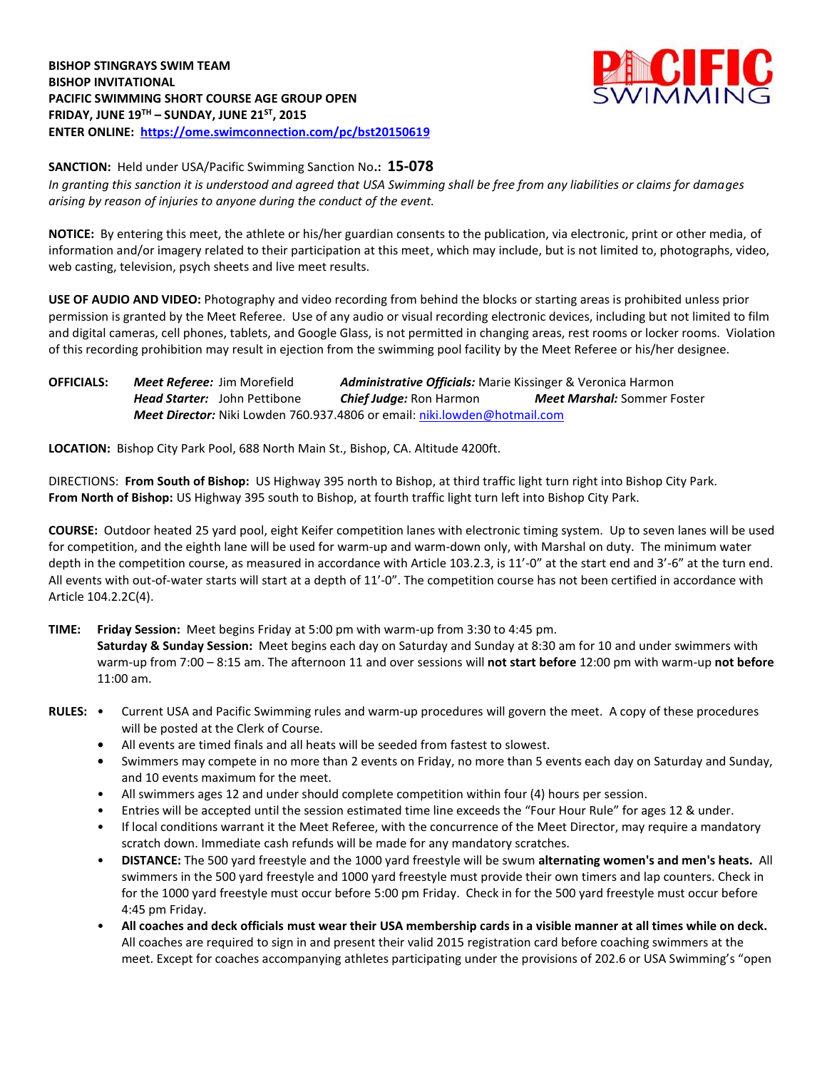**BISHOP STINGRAYS SWIM TEAM**
**BISHOP INVITATIONAL**
**PACIFIC SWIMMING SHORT COURSE AGE GROUP OPEN**
**FRIDAY, JUNE 19TH – SUNDAY, JUNE 21ST, 2015**
**ENTER ONLINE: [https://ome.swimconnection.com/pc/bst20150619](https://ome.swimconnection.com/pc/bst20150619)**

**SANCTION:** Held under USA/Pacific Swimming Sanction No**.: 15-078**
*In granting this sanction it is understood and agreed that USA Swimming shall be free from any liabilities or claims for damages arising by reason of injuries to anyone during the conduct of the event.*

**NOTICE:** By entering this meet, the athlete or his/her guardian consents to the publication, via electronic, print or other media, of information and/or imagery related to their participation at this meet, which may include, but is not limited to, photographs, video, web casting, television, psych sheets and live meet results.

**USE OF AUDIO AND VIDEO:** Photography and video recording from behind the blocks or starting areas is prohibited unless prior permission is granted by the Meet Referee. Use of any audio or visual recording electronic devices, including but not limited to film and digital cameras, cell phones, tablets, and Google Glass, is not permitted in changing areas, rest rooms or locker rooms. Violation of this recording prohibition may result in ejection from the swimming pool facility by the Meet Referee or his/her designee.

**OFFICIALS:** ***Meet Referee:*** Jim Morefield ***Administrative Officials:*** Marie Kissinger & Veronica Harmon
***Head Starter:*** John Pettibone ***Chief Judge:*** Ron Harmon ***Meet Marshal:*** Sommer Foster
***Meet Director:*** Niki Lowden 760.937.4806 or email: [niki.lowden@hotmail.com](mailto:niki.lowden@hotmail.com)

**LOCATION:** Bishop City Park Pool, 688 North Main St., Bishop, CA. Altitude 4200ft.

DIRECTIONS: **From South of Bishop:** US Highway 395 north to Bishop, at third traffic light turn right into Bishop City Park.
**From North of Bishop:** US Highway 395 south to Bishop, at fourth traffic light turn left into Bishop City Park.

**COURSE:** Outdoor heated 25 yard pool, eight Keifer competition lanes with electronic timing system. Up to seven lanes will be used for competition, and the eighth lane will be used for warm-up and warm-down only, with Marshal on duty. The minimum water depth in the competition course, as measured in accordance with Article 103.2.3, is 11'-0" at the start end and 3'-6" at the turn end. All events with out-of-water starts will start at a depth of 11'-0". The competition course has not been certified in accordance with Article 104.2.2C(4).

**TIME:** **Friday Session:** Meet begins Friday at 5:00 pm with warm-up from 3:30 to 4:45 pm.
**Saturday & Sunday Session:** Meet begins each day on Saturday and Sunday at 8:30 am for 10 and under swimmers with warm-up from 7:00 – 8:15 am. The afternoon 11 and over sessions will **not start before** 12:00 pm with warm-up **not before** 11:00 am.

**RULES:**

- Current USA and Pacific Swimming rules and warm-up procedures will govern the meet. A copy of these procedures will be posted at the Clerk of Course.
- All events are timed finals and all heats will be seeded from fastest to slowest.
- Swimmers may compete in no more than 2 events on Friday, no more than 5 events each day on Saturday and Sunday, and 10 events maximum for the meet.
- All swimmers ages 12 and under should complete competition within four (4) hours per session.
- Entries will be accepted until the session estimated time line exceeds the "Four Hour Rule" for ages 12 & under.
- If local conditions warrant it the Meet Referee, with the concurrence of the Meet Director, may require a mandatory scratch down. Immediate cash refunds will be made for any mandatory scratches.
- **DISTANCE:** The 500 yard freestyle and the 1000 yard freestyle will be swum **alternating women's and men's heats.** All swimmers in the 500 yard freestyle and 1000 yard freestyle must provide their own timers and lap counters. Check in for the 1000 yard freestyle must occur before 5:00 pm Friday. Check in for the 500 yard freestyle must occur before 4:45 pm Friday.
- **All coaches and deck officials must wear their USA membership cards in a visible manner at all times while on deck.** All coaches are required to sign in and present their valid 2015 registration card before coaching swimmers at the meet. Except for coaches accompanying athletes participating under the provisions of 202.6 or USA Swimming's "open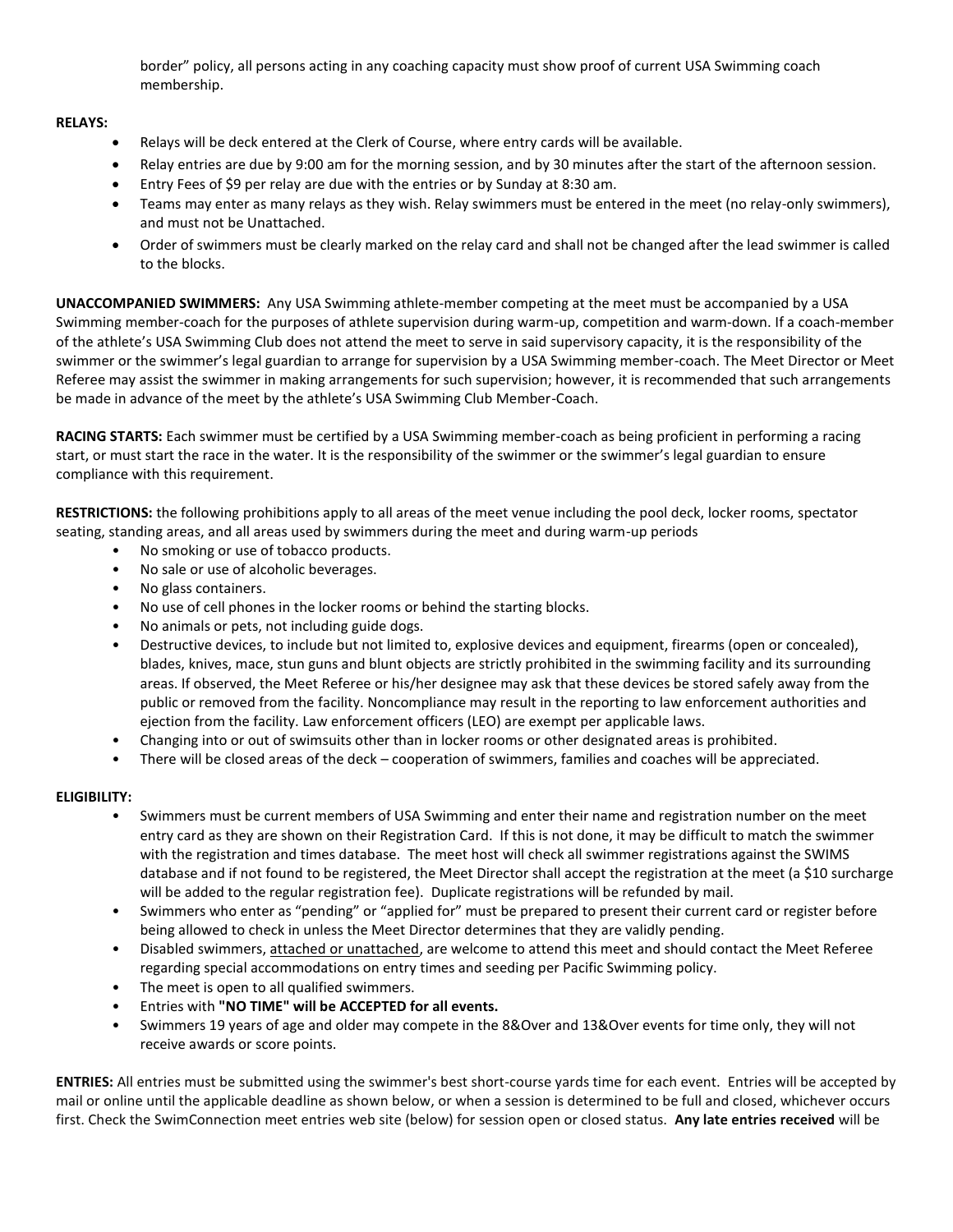border" policy, all persons acting in any coaching capacity must show proof of current USA Swimming coach membership.

**RELAYS:**

- Relays will be deck entered at the Clerk of Course, where entry cards will be available.
- Relay entries are due by 9:00 am for the morning session, and by 30 minutes after the start of the afternoon session.
- Entry Fees of $9 per relay are due with the entries or by Sunday at 8:30 am.
- Teams may enter as many relays as they wish. Relay swimmers must be entered in the meet (no relay-only swimmers), and must not be Unattached.
- Order of swimmers must be clearly marked on the relay card and shall not be changed after the lead swimmer is called to the blocks.

**UNACCOMPANIED SWIMMERS:** Any USA Swimming athlete-member competing at the meet must be accompanied by a USA Swimming member-coach for the purposes of athlete supervision during warm-up, competition and warm-down. If a coach-member of the athlete's USA Swimming Club does not attend the meet to serve in said supervisory capacity, it is the responsibility of the swimmer or the swimmer's legal guardian to arrange for supervision by a USA Swimming member-coach. The Meet Director or Meet Referee may assist the swimmer in making arrangements for such supervision; however, it is recommended that such arrangements be made in advance of the meet by the athlete's USA Swimming Club Member-Coach.

**RACING STARTS:** Each swimmer must be certified by a USA Swimming member-coach as being proficient in performing a racing start, or must start the race in the water. It is the responsibility of the swimmer or the swimmer's legal guardian to ensure compliance with this requirement.

**RESTRICTIONS:** the following prohibitions apply to all areas of the meet venue including the pool deck, locker rooms, spectator seating, standing areas, and all areas used by swimmers during the meet and during warm-up periods

- No smoking or use of tobacco products.
- No sale or use of alcoholic beverages.
- No glass containers.
- No use of cell phones in the locker rooms or behind the starting blocks.
- No animals or pets, not including guide dogs.
- Destructive devices, to include but not limited to, explosive devices and equipment, firearms (open or concealed), blades, knives, mace, stun guns and blunt objects are strictly prohibited in the swimming facility and its surrounding areas. If observed, the Meet Referee or his/her designee may ask that these devices be stored safely away from the public or removed from the facility. Noncompliance may result in the reporting to law enforcement authorities and ejection from the facility. Law enforcement officers (LEO) are exempt per applicable laws.
- Changing into or out of swimsuits other than in locker rooms or other designated areas is prohibited.
- There will be closed areas of the deck – cooperation of swimmers, families and coaches will be appreciated.

**ELIGIBILITY:**

- Swimmers must be current members of USA Swimming and enter their name and registration number on the meet entry card as they are shown on their Registration Card. If this is not done, it may be difficult to match the swimmer with the registration and times database. The meet host will check all swimmer registrations against the SWIMS database and if not found to be registered, the Meet Director shall accept the registration at the meet (a $10 surcharge will be added to the regular registration fee). Duplicate registrations will be refunded by mail.
- Swimmers who enter as "pending" or "applied for" must be prepared to present their current card or register before being allowed to check in unless the Meet Director determines that they are validly pending.
- Disabled swimmers, attached or unattached, are welcome to attend this meet and should contact the Meet Referee regarding special accommodations on entry times and seeding per Pacific Swimming policy.
- The meet is open to all qualified swimmers.
- Entries with **"NO TIME" will be ACCEPTED for all events.**
- Swimmers 19 years of age and older may compete in the 8&Over and 13&Over events for time only, they will not receive awards or score points.

**ENTRIES:** All entries must be submitted using the swimmer's best short-course yards time for each event. Entries will be accepted by mail or online until the applicable deadline as shown below, or when a session is determined to be full and closed, whichever occurs first. Check the SwimConnection meet entries web site (below) for session open or closed status. **Any late entries received** will be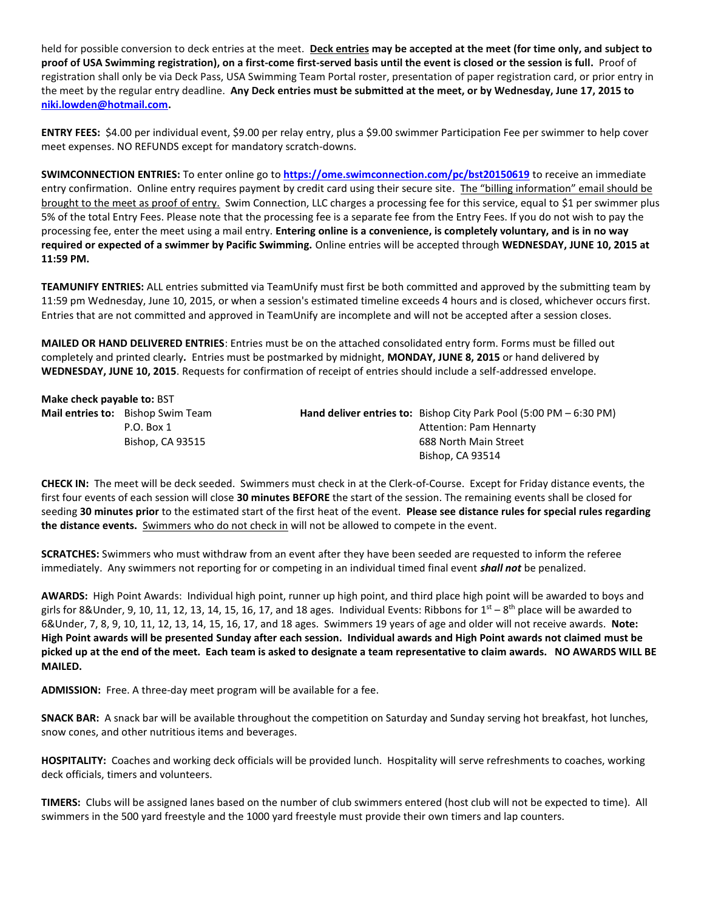held for possible conversion to deck entries at the meet. **Deck entries may be accepted at the meet (for time only, and subject to proof of USA Swimming registration), on a first-come first-served basis until the event is closed or the session is full.** Proof of registration shall only be via Deck Pass, USA Swimming Team Portal roster, presentation of paper registration card, or prior entry in the meet by the regular entry deadline. **Any Deck entries must be submitted at the meet, or by Wednesday, June 17, 2015 to niki.lowden@hotmail.com.**

**ENTRY FEES:** $4.00 per individual event, $9.00 per relay entry, plus a $9.00 swimmer Participation Fee per swimmer to help cover meet expenses. NO REFUNDS except for mandatory scratch-downs.

**SWIMCONNECTION ENTRIES:** To enter online go to **https://ome.swimconnection.com/pc/bst20150619** to receive an immediate entry confirmation. Online entry requires payment by credit card using their secure site. The "billing information" email should be brought to the meet as proof of entry. Swim Connection, LLC charges a processing fee for this service, equal to $1 per swimmer plus 5% of the total Entry Fees. Please note that the processing fee is a separate fee from the Entry Fees. If you do not wish to pay the processing fee, enter the meet using a mail entry. **Entering online is a convenience, is completely voluntary, and is in no way required or expected of a swimmer by Pacific Swimming.** Online entries will be accepted through **WEDNESDAY, JUNE 10, 2015 at 11:59 PM.**

**TEAMUNIFY ENTRIES:** ALL entries submitted via TeamUnify must first be both committed and approved by the submitting team by 11:59 pm Wednesday, June 10, 2015, or when a session's estimated timeline exceeds 4 hours and is closed, whichever occurs first. Entries that are not committed and approved in TeamUnify are incomplete and will not be accepted after a session closes.

**MAILED OR HAND DELIVERED ENTRIES**: Entries must be on the attached consolidated entry form. Forms must be filled out completely and printed clearly**.** Entries must be postmarked by midnight, **MONDAY, JUNE 8, 2015** or hand delivered by **WEDNESDAY, JUNE 10, 2015**. Requests for confirmation of receipt of entries should include a self-addressed envelope.

**Make check payable to:** BST

**Mail entries to:** Bishop Swim Team
P.O. Box 1
Bishop, CA 93515

**Hand deliver entries to:** Bishop City Park Pool (5:00 PM – 6:30 PM)
Attention: Pam Hennarty
688 North Main Street
Bishop, CA 93514

**CHECK IN:** The meet will be deck seeded. Swimmers must check in at the Clerk-of-Course. Except for Friday distance events, the first four events of each session will close **30 minutes BEFORE** the start of the session. The remaining events shall be closed for seeding **30 minutes prior** to the estimated start of the first heat of the event. **Please see distance rules for special rules regarding the distance events.** Swimmers who do not check in will not be allowed to compete in the event.

**SCRATCHES:** Swimmers who must withdraw from an event after they have been seeded are requested to inform the referee immediately. Any swimmers not reporting for or competing in an individual timed final event ***shall not*** be penalized.

**AWARDS:** High Point Awards: Individual high point, runner up high point, and third place high point will be awarded to boys and girls for 8&Under, 9, 10, 11, 12, 13, 14, 15, 16, 17, and 18 ages. Individual Events: Ribbons for 1st – 8th place will be awarded to 6&Under, 7, 8, 9, 10, 11, 12, 13, 14, 15, 16, 17, and 18 ages. Swimmers 19 years of age and older will not receive awards. **Note: High Point awards will be presented Sunday after each session. Individual awards and High Point awards not claimed must be picked up at the end of the meet. Each team is asked to designate a team representative to claim awards. NO AWARDS WILL BE MAILED.**

**ADMISSION:** Free. A three-day meet program will be available for a fee.

**SNACK BAR:** A snack bar will be available throughout the competition on Saturday and Sunday serving hot breakfast, hot lunches, snow cones, and other nutritious items and beverages.

**HOSPITALITY:** Coaches and working deck officials will be provided lunch. Hospitality will serve refreshments to coaches, working deck officials, timers and volunteers.

**TIMERS:** Clubs will be assigned lanes based on the number of club swimmers entered (host club will not be expected to time). All swimmers in the 500 yard freestyle and the 1000 yard freestyle must provide their own timers and lap counters.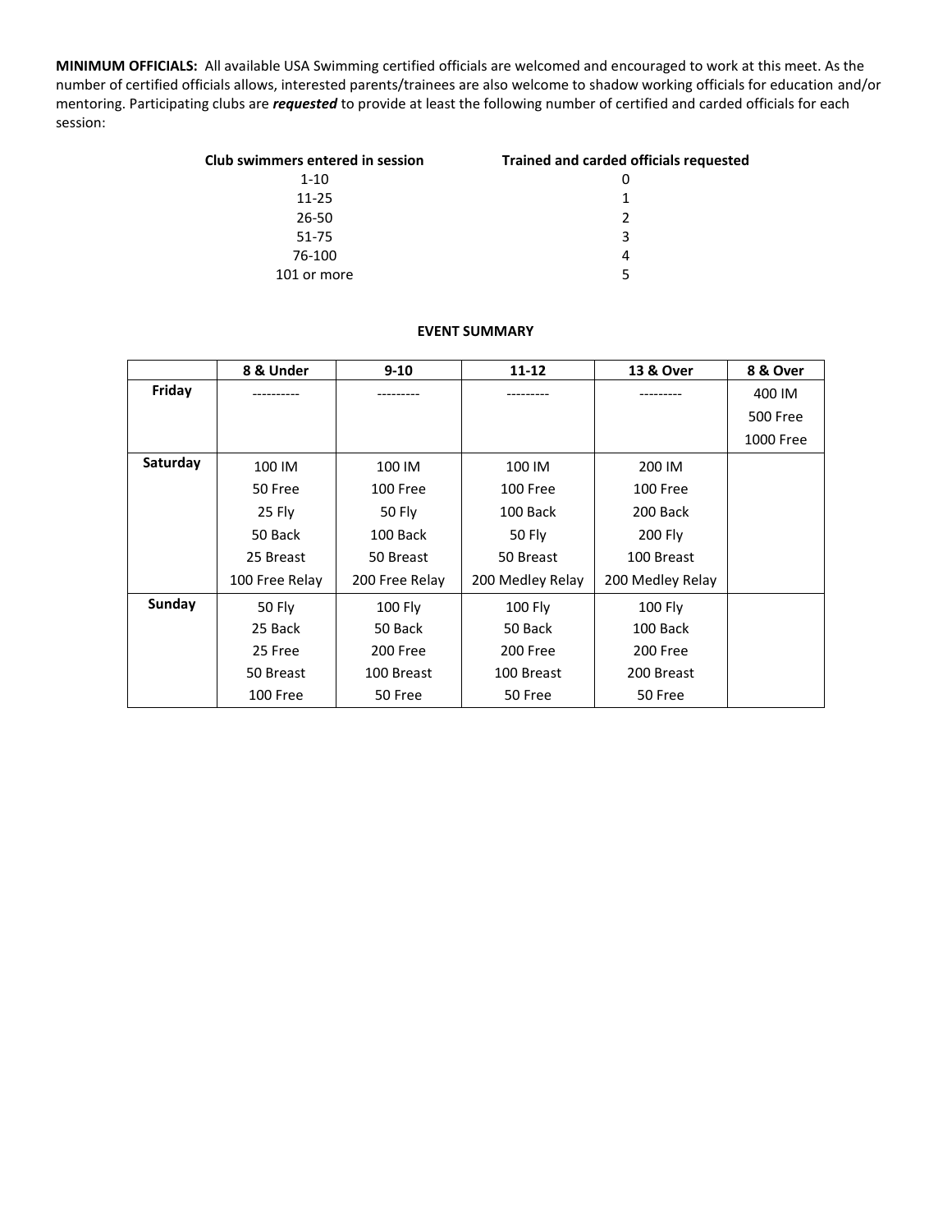**MINIMUM OFFICIALS:** All available USA Swimming certified officials are welcomed and encouraged to work at this meet. As the number of certified officials allows, interested parents/trainees are also welcome to shadow working officials for education and/or mentoring. Participating clubs are ***requested*** to provide at least the following number of certified and carded officials for each session:

| Club swimmers entered in session | Trained and carded officials requested |
|---|---|
| 1-10 | 0 |
| 11-25 | 1 |
| 26-50 | 2 |
| 51-75 | 3 |
| 76-100 | 4 |
| 101 or more | 5 |

**EVENT SUMMARY**

| | 8 & Under | 9-10 | 11-12 | 13 & Over | 8 & Over |
|---|---|---|---|---|---|
| **Friday** | ---------- | --------- | --------- | --------- | 400 IM<br>500 Free<br>1000 Free |
| **Saturday** | 100 IM<br>50 Free<br>25 Fly<br>50 Back<br>25 Breast<br>100 Free Relay | 100 IM<br>100 Free<br>50 Fly<br>100 Back<br>50 Breast<br>200 Free Relay | 100 IM<br>100 Free<br>100 Back<br>50 Fly<br>50 Breast<br>200 Medley Relay | 200 IM<br>100 Free<br>200 Back<br>200 Fly<br>100 Breast<br>200 Medley Relay | |
| **Sunday** | 50 Fly<br>25 Back<br>25 Free<br>50 Breast<br>100 Free | 100 Fly<br>50 Back<br>200 Free<br>100 Breast<br>50 Free | 100 Fly<br>50 Back<br>200 Free<br>100 Breast<br>50 Free | 100 Fly<br>100 Back<br>200 Free<br>200 Breast<br>50 Free | |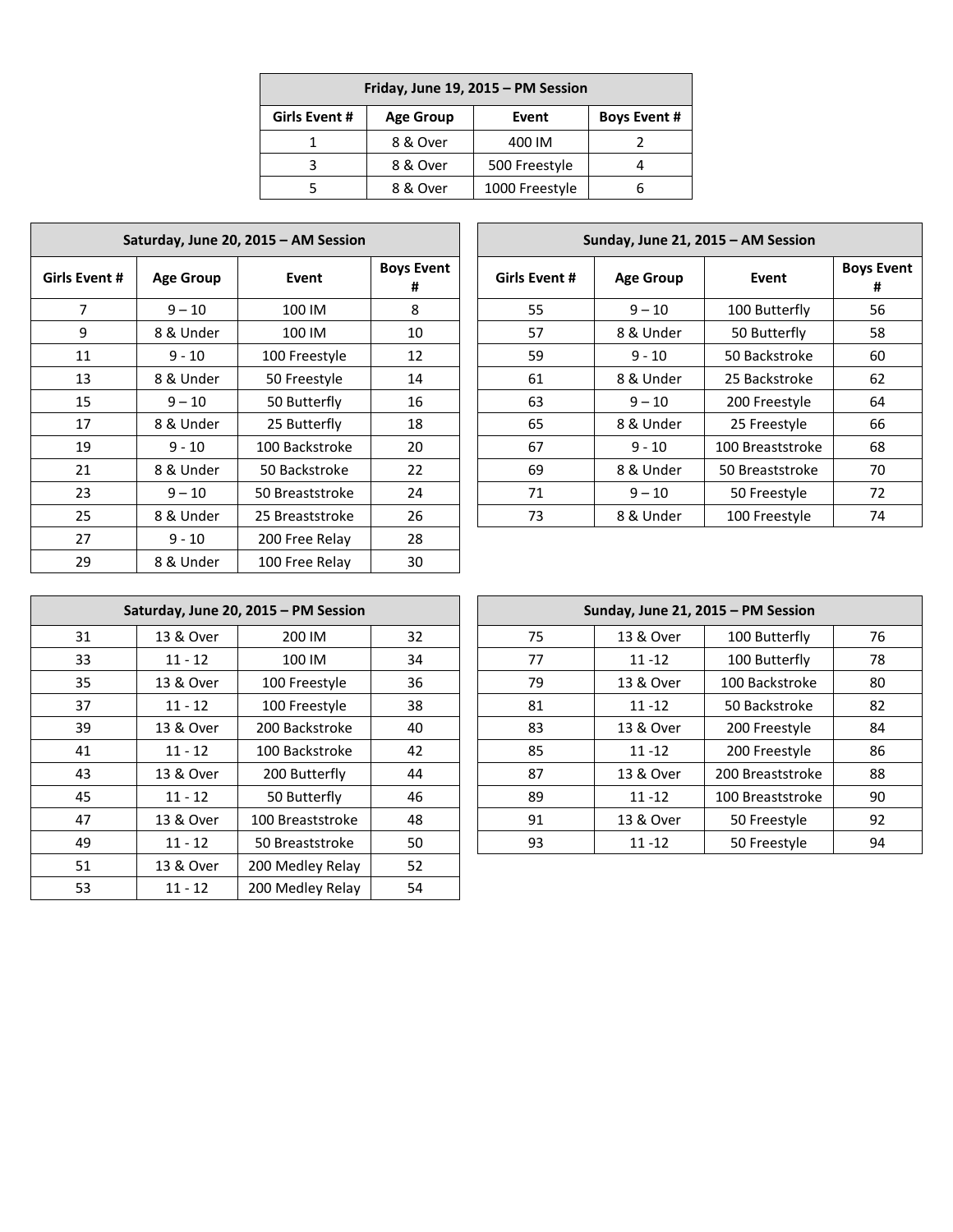| Friday, June 19, 2015 – PM Session | | | |
|---|---|---|---|
| **Girls Event #** | **Age Group** | **Event** | **Boys Event #** |
| 1 | 8 & Over | 400 IM | 2 |
| 3 | 8 & Over | 500 Freestyle | 4 |
| 5 | 8 & Over | 1000 Freestyle | 6 |

| Saturday, June 20, 2015 – AM Session | | | |
|---|---|---|---|
| **Girls Event #** | **Age Group** | **Event** | **Boys Event #** |
| 7 | 9 – 10 | 100 IM | 8 |
| 9 | 8 & Under | 100 IM | 10 |
| 11 | 9 - 10 | 100 Freestyle | 12 |
| 13 | 8 & Under | 50 Freestyle | 14 |
| 15 | 9 – 10 | 50 Butterfly | 16 |
| 17 | 8 & Under | 25 Butterfly | 18 |
| 19 | 9 - 10 | 100 Backstroke | 20 |
| 21 | 8 & Under | 50 Backstroke | 22 |
| 23 | 9 – 10 | 50 Breaststroke | 24 |
| 25 | 8 & Under | 25 Breaststroke | 26 |
| 27 | 9 - 10 | 200 Free Relay | 28 |
| 29 | 8 & Under | 100 Free Relay | 30 |

| Saturday, June 20, 2015 – PM Session | | | |
|---|---|---|---|
| 31 | 13 & Over | 200 IM | 32 |
| 33 | 11 - 12 | 100 IM | 34 |
| 35 | 13 & Over | 100 Freestyle | 36 |
| 37 | 11 - 12 | 100 Freestyle | 38 |
| 39 | 13 & Over | 200 Backstroke | 40 |
| 41 | 11 - 12 | 100 Backstroke | 42 |
| 43 | 13 & Over | 200 Butterfly | 44 |
| 45 | 11 - 12 | 50 Butterfly | 46 |
| 47 | 13 & Over | 100 Breaststroke | 48 |
| 49 | 11 - 12 | 50 Breaststroke | 50 |
| 51 | 13 & Over | 200 Medley Relay | 52 |
| 53 | 11 - 12 | 200 Medley Relay | 54 |

| Sunday, June 21, 2015 – AM Session | | | |
|---|---|---|---|
| **Girls Event #** | **Age Group** | **Event** | **Boys Event #** |
| 55 | 9 – 10 | 100 Butterfly | 56 |
| 57 | 8 & Under | 50 Butterfly | 58 |
| 59 | 9 - 10 | 50 Backstroke | 60 |
| 61 | 8 & Under | 25 Backstroke | 62 |
| 63 | 9 – 10 | 200 Freestyle | 64 |
| 65 | 8 & Under | 25 Freestyle | 66 |
| 67 | 9 - 10 | 100 Breaststroke | 68 |
| 69 | 8 & Under | 50 Breaststroke | 70 |
| 71 | 9 – 10 | 50 Freestyle | 72 |
| 73 | 8 & Under | 100 Freestyle | 74 |

| Sunday, June 21, 2015 – PM Session | | | |
|---|---|---|---|
| 75 | 13 & Over | 100 Butterfly | 76 |
| 77 | 11 -12 | 100 Butterfly | 78 |
| 79 | 13 & Over | 100 Backstroke | 80 |
| 81 | 11 -12 | 50 Backstroke | 82 |
| 83 | 13 & Over | 200 Freestyle | 84 |
| 85 | 11 -12 | 200 Freestyle | 86 |
| 87 | 13 & Over | 200 Breaststroke | 88 |
| 89 | 11 -12 | 100 Breaststroke | 90 |
| 91 | 13 & Over | 50 Freestyle | 92 |
| 93 | 11 -12 | 50 Freestyle | 94 |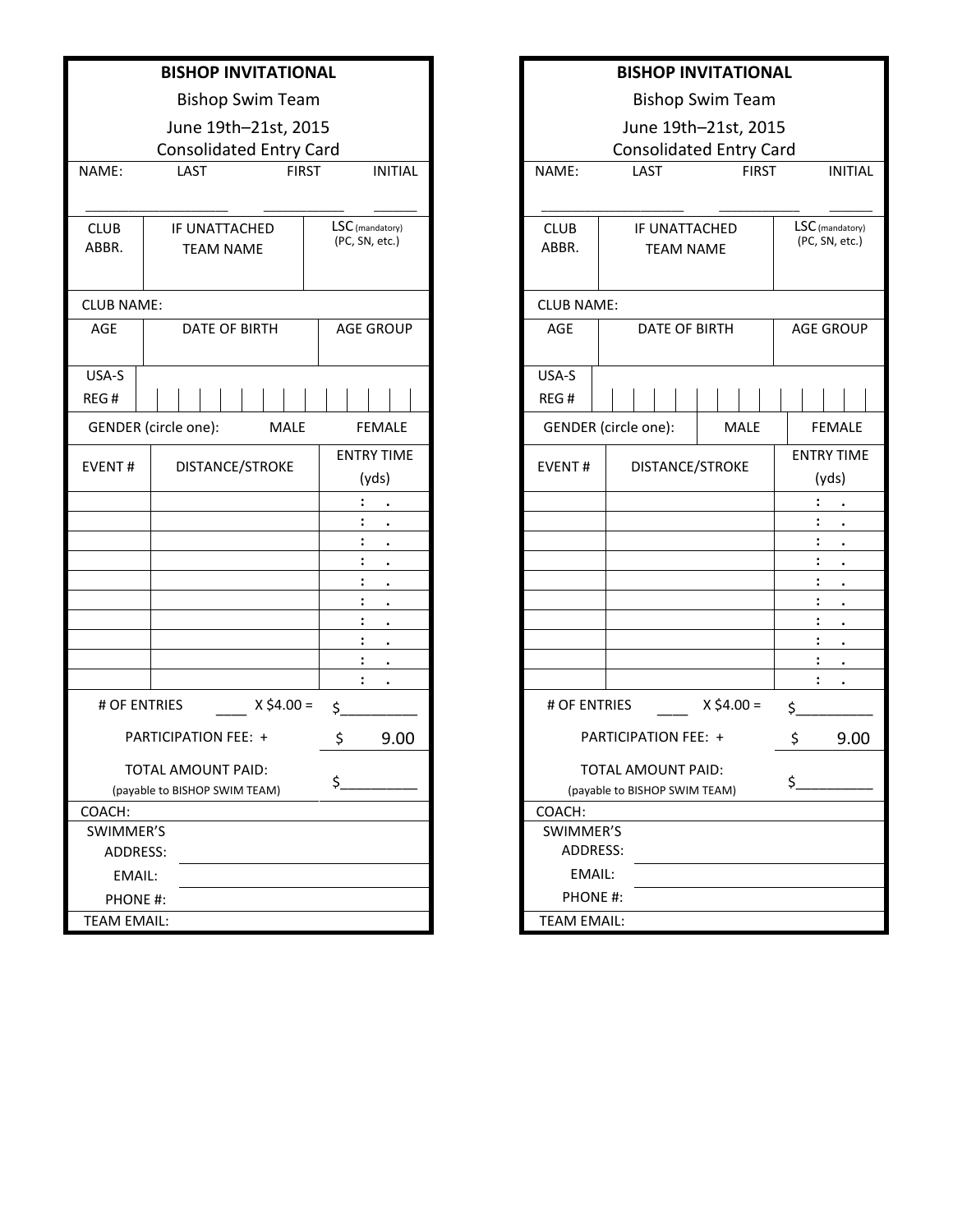**BISHOP INVITATIONAL**

Bishop Swim Team

June 19th–21st, 2015

Consolidated Entry Card

| NAME: | LAST | FIRST | INITIAL |
|---|---|---|---|
| | ___________________ | ___________ | ______ |

| CLUB ABBR. | IF UNATTACHED TEAM NAME | LSC (mandatory) (PC, SN, etc.) |
|---|---|---|
| | | |

CLUB NAME:

| AGE | DATE OF BIRTH | AGE GROUP |
|---|---|---|
| | | |

USA-S REG #

GENDER (circle one): MALE FEMALE

| EVENT # | DISTANCE/STROKE | ENTRY TIME (yds) |
|---|---|---|
| | | : . |
| | | : . |
| | | : . |
| | | : . |
| | | : . |
| | | : . |
| | | : . |
| | | : . |
| | | : . |
| | | : . |

| | |
|---|---|
| # OF ENTRIES ____ X $4.00 = | $__________ |
| PARTICIPATION FEE: + | $ 9.00 |
| TOTAL AMOUNT PAID: (payable to BISHOP SWIM TEAM) | $__________ |

COACH:

SWIMMER'S ADDRESS:

EMAIL:

PHONE #:

TEAM EMAIL:

---

**BISHOP INVITATIONAL**

Bishop Swim Team

June 19th–21st, 2015

Consolidated Entry Card

| NAME: | LAST | FIRST | INITIAL |
|---|---|---|---|
| | ___________________ | ___________ | ______ |

| CLUB ABBR. | IF UNATTACHED TEAM NAME | LSC (mandatory) (PC, SN, etc.) |
|---|---|---|
| | | |

CLUB NAME:

| AGE | DATE OF BIRTH | AGE GROUP |
|---|---|---|
| | | |

USA-S REG #

GENDER (circle one): MALE FEMALE

| EVENT # | DISTANCE/STROKE | ENTRY TIME (yds) |
|---|---|---|
| | | : . |
| | | : . |
| | | : . |
| | | : . |
| | | : . |
| | | : . |
| | | : . |
| | | : . |
| | | : . |
| | | : . |

| | |
|---|---|
| # OF ENTRIES ____ X $4.00 = | $__________ |
| PARTICIPATION FEE: + | $ 9.00 |
| TOTAL AMOUNT PAID: (payable to BISHOP SWIM TEAM) | $__________ |

COACH:

SWIMMER'S ADDRESS:

EMAIL:

PHONE #:

TEAM EMAIL: